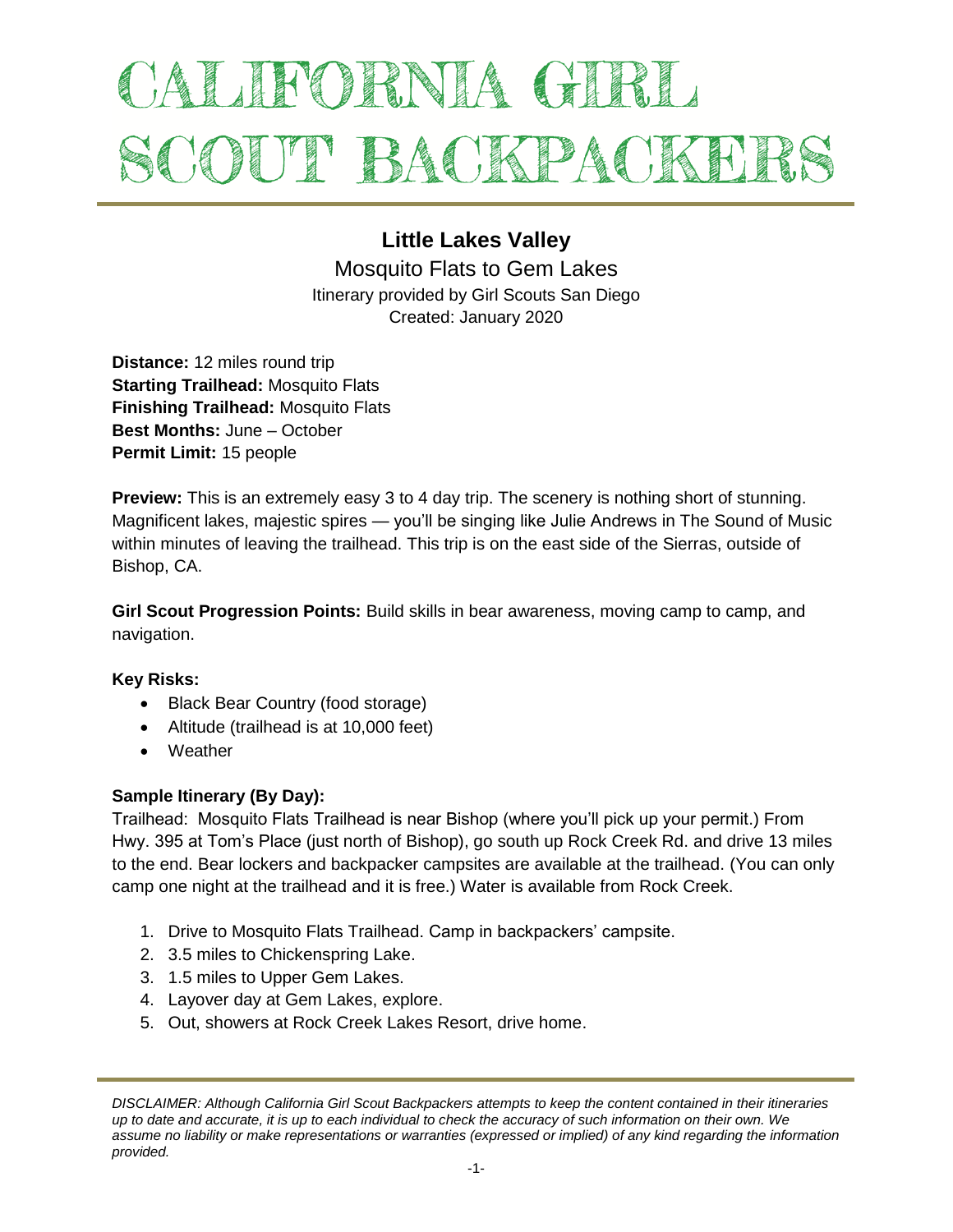# CALIFORNIA GIRL SCOUT BACKPACKERS

## Little Lakes Valley

### Mosquito Flats to Gem Lakes

Itinerary provided by Girl Scouts San Diego
Created: January 2020

**Distance:** 12 miles round trip
**Starting Trailhead:** Mosquito Flats
**Finishing Trailhead:** Mosquito Flats
**Best Months:** June – October
**Permit Limit:** 15 people

**Preview:** This is an extremely easy 3 to 4 day trip. The scenery is nothing short of stunning. Magnificent lakes, majestic spires — you'll be singing like Julie Andrews in The Sound of Music within minutes of leaving the trailhead. This trip is on the east side of the Sierras, outside of Bishop, CA.

**Girl Scout Progression Points:** Build skills in bear awareness, moving camp to camp, and navigation.

**Key Risks:**

- Black Bear Country (food storage)
- Altitude (trailhead is at 10,000 feet)
- Weather

**Sample Itinerary (By Day):**

Trailhead: Mosquito Flats Trailhead is near Bishop (where you'll pick up your permit.) From Hwy. 395 at Tom's Place (just north of Bishop), go south up Rock Creek Rd. and drive 13 miles to the end. Bear lockers and backpacker campsites are available at the trailhead. (You can only camp one night at the trailhead and it is free.) Water is available from Rock Creek.

1. Drive to Mosquito Flats Trailhead. Camp in backpackers' campsite.
2. 3.5 miles to Chickenspring Lake.
3. 1.5 miles to Upper Gem Lakes.
4. Layover day at Gem Lakes, explore.
5. Out, showers at Rock Creek Lakes Resort, drive home.

*DISCLAIMER: Although California Girl Scout Backpackers attempts to keep the content contained in their itineraries up to date and accurate, it is up to each individual to check the accuracy of such information on their own. We assume no liability or make representations or warranties (expressed or implied) of any kind regarding the information provided.*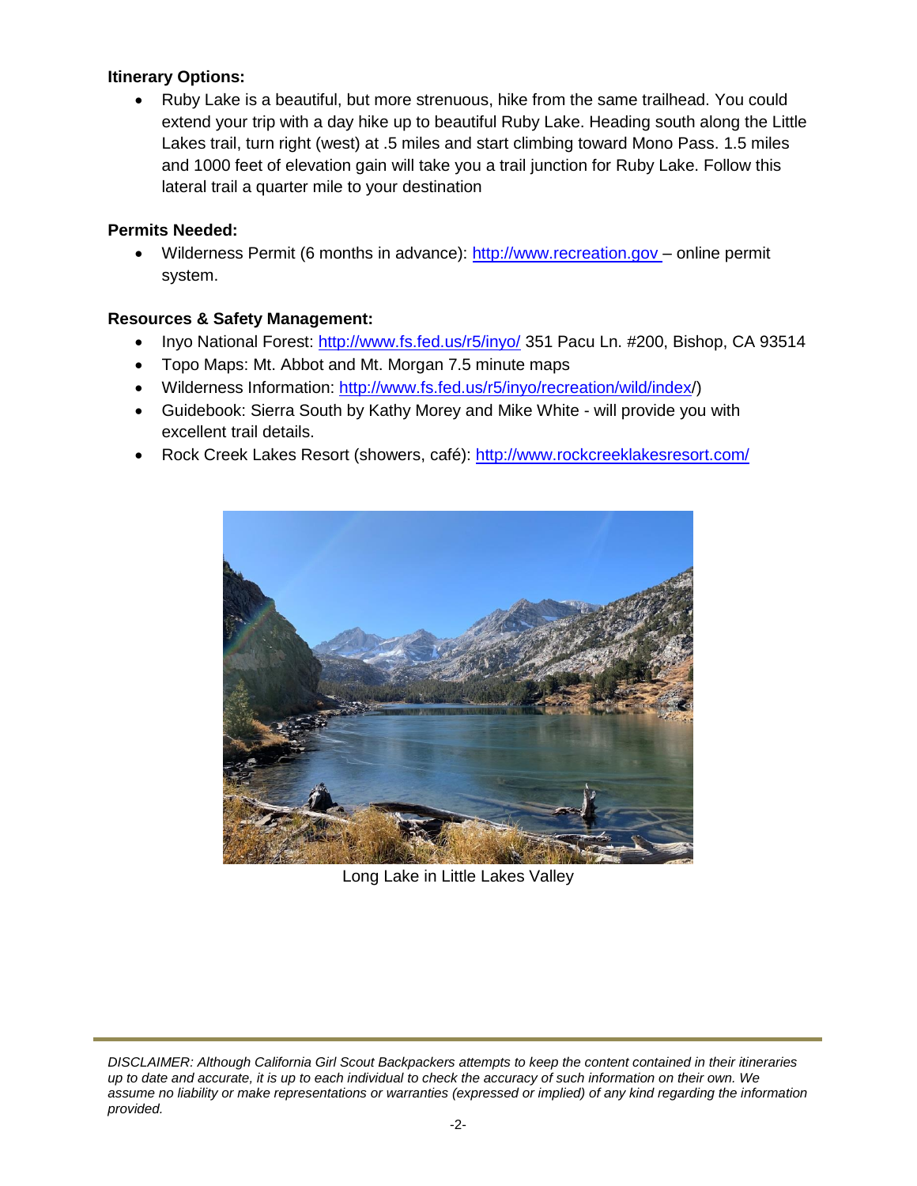**Itinerary Options:**

- Ruby Lake is a beautiful, but more strenuous, hike from the same trailhead. You could extend your trip with a day hike up to beautiful Ruby Lake. Heading south along the Little Lakes trail, turn right (west) at .5 miles and start climbing toward Mono Pass. 1.5 miles and 1000 feet of elevation gain will take you a trail junction for Ruby Lake. Follow this lateral trail a quarter mile to your destination

**Permits Needed:**

- Wilderness Permit (6 months in advance): http://www.recreation.gov – online permit system.

**Resources & Safety Management:**

- Inyo National Forest: http://www.fs.fed.us/r5/inyo/ 351 Pacu Ln. #200, Bishop, CA 93514
- Topo Maps: Mt. Abbot and Mt. Morgan 7.5 minute maps
- Wilderness Information: http://www.fs.fed.us/r5/inyo/recreation/wild/index/)
- Guidebook: Sierra South by Kathy Morey and Mike White - will provide you with excellent trail details.
- Rock Creek Lakes Resort (showers, café): http://www.rockcreeklakesresort.com/

Long Lake in Little Lakes Valley

*DISCLAIMER: Although California Girl Scout Backpackers attempts to keep the content contained in their itineraries up to date and accurate, it is up to each individual to check the accuracy of such information on their own. We assume no liability or make representations or warranties (expressed or implied) of any kind regarding the information provided.*